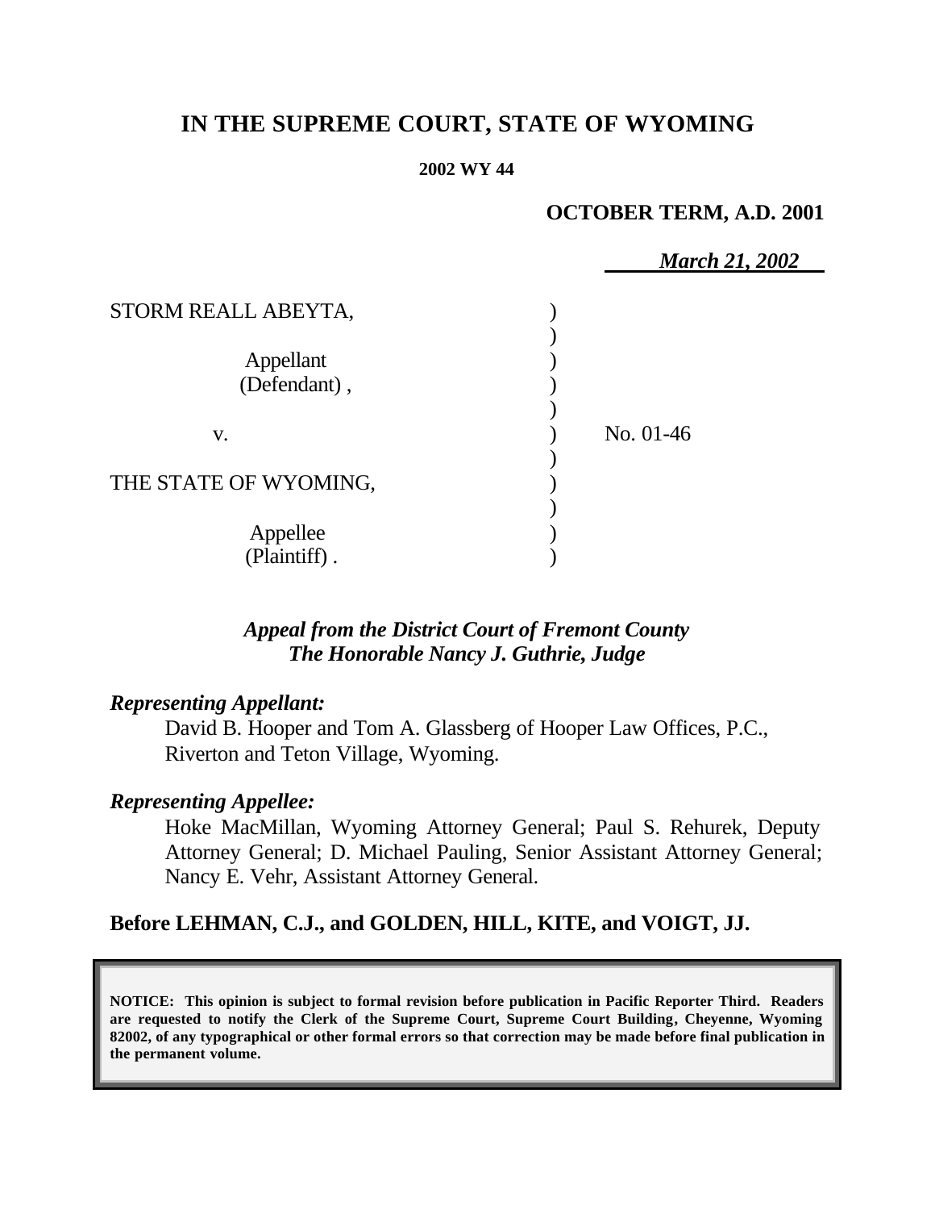# IN THE SUPREME COURT, STATE OF WYOMING

**2002 WY 44**

**OCTOBER TERM, A.D. 2001**

*March 21, 2002*

| | | |
|---|---|---|
| STORM REALL ABEYTA, | ) | |
| | ) | |
| Appellant | ) | |
| (Defendant) , | ) | |
| | ) | |
| v. | ) | No. 01-46 |
| | ) | |
| THE STATE OF WYOMING, | ) | |
| | ) | |
| Appellee | ) | |
| (Plaintiff) . | ) | |

***Appeal from the District Court of Fremont County***
***The Honorable Nancy J. Guthrie, Judge***

***Representing Appellant:***

David B. Hooper and Tom A. Glassberg of Hooper Law Offices, P.C., Riverton and Teton Village, Wyoming.

***Representing Appellee:***

Hoke MacMillan, Wyoming Attorney General; Paul S. Rehurek, Deputy Attorney General; D. Michael Pauling, Senior Assistant Attorney General; Nancy E. Vehr, Assistant Attorney General.

**Before LEHMAN, C.J., and GOLDEN, HILL, KITE, and VOIGT, JJ.**

**NOTICE: This opinion is subject to formal revision before publication in Pacific Reporter Third. Readers are requested to notify the Clerk of the Supreme Court, Supreme Court Building, Cheyenne, Wyoming 82002, of any typographical or other formal errors so that correction may be made before final publication in the permanent volume.**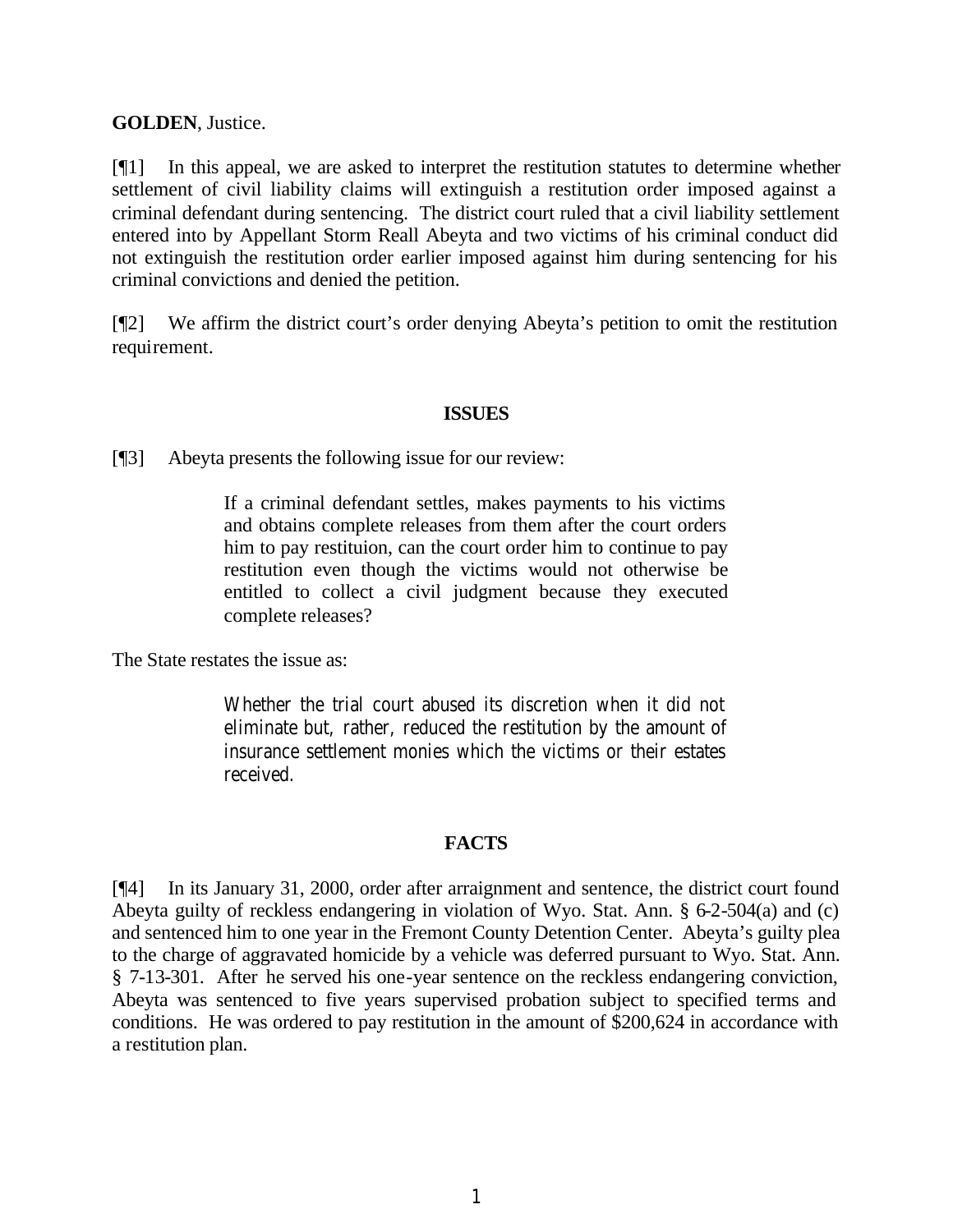**GOLDEN**, Justice.

[¶1] In this appeal, we are asked to interpret the restitution statutes to determine whether settlement of civil liability claims will extinguish a restitution order imposed against a criminal defendant during sentencing. The district court ruled that a civil liability settlement entered into by Appellant Storm Reall Abeyta and two victims of his criminal conduct did not extinguish the restitution order earlier imposed against him during sentencing for his criminal convictions and denied the petition.

[¶2] We affirm the district court's order denying Abeyta's petition to omit the restitution requirement.

## ISSUES

[¶3] Abeyta presents the following issue for our review:

> If a criminal defendant settles, makes payments to his victims and obtains complete releases from them after the court orders him to pay restituion, can the court order him to continue to pay restitution even though the victims would not otherwise be entitled to collect a civil judgment because they executed complete releases?

The State restates the issue as:

> Whether the trial court abused its discretion when it did not eliminate but, rather, reduced the restitution by the amount of insurance settlement monies which the victims or their estates received.

## FACTS

[¶4] In its January 31, 2000, order after arraignment and sentence, the district court found Abeyta guilty of reckless endangering in violation of Wyo. Stat. Ann. § 6-2-504(a) and (c) and sentenced him to one year in the Fremont County Detention Center. Abeyta's guilty plea to the charge of aggravated homicide by a vehicle was deferred pursuant to Wyo. Stat. Ann. § 7-13-301. After he served his one-year sentence on the reckless endangering conviction, Abeyta was sentenced to five years supervised probation subject to specified terms and conditions. He was ordered to pay restitution in the amount of $200,624 in accordance with a restitution plan.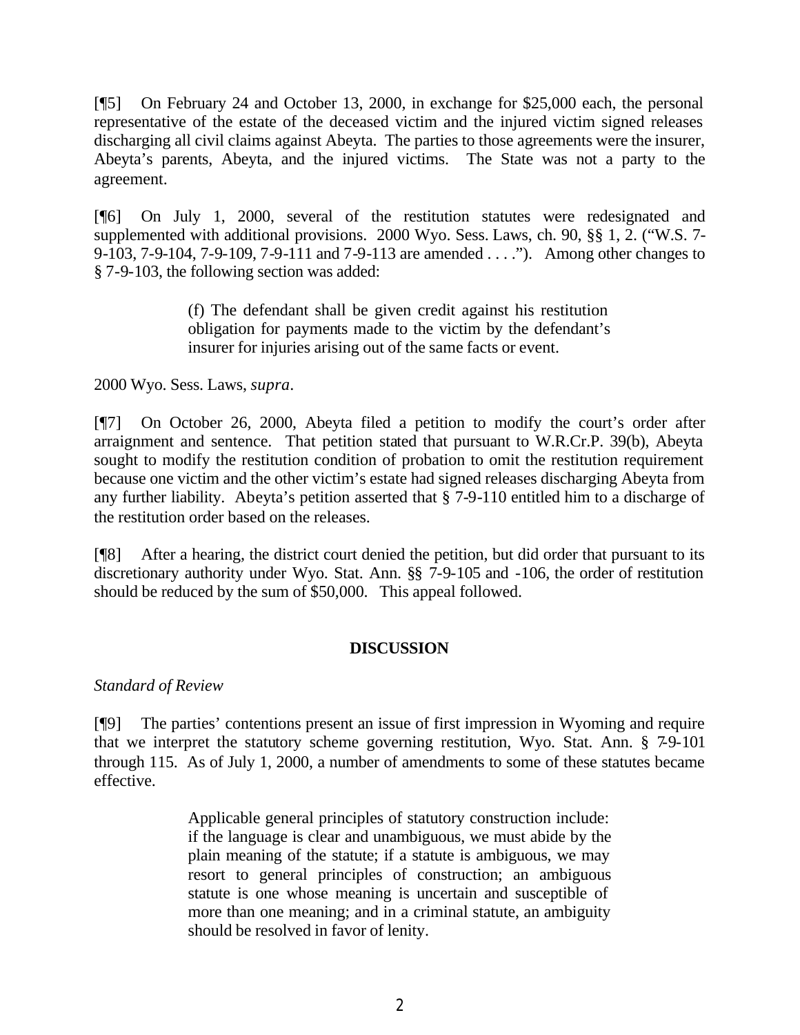[¶5] On February 24 and October 13, 2000, in exchange for $25,000 each, the personal representative of the estate of the deceased victim and the injured victim signed releases discharging all civil claims against Abeyta. The parties to those agreements were the insurer, Abeyta's parents, Abeyta, and the injured victims. The State was not a party to the agreement.

[¶6] On July 1, 2000, several of the restitution statutes were redesignated and supplemented with additional provisions. 2000 Wyo. Sess. Laws, ch. 90, §§ 1, 2. ("W.S. 7-9-103, 7-9-104, 7-9-109, 7-9-111 and 7-9-113 are amended . . . ."). Among other changes to § 7-9-103, the following section was added:

> (f) The defendant shall be given credit against his restitution obligation for payments made to the victim by the defendant's insurer for injuries arising out of the same facts or event.

2000 Wyo. Sess. Laws, *supra*.

[¶7] On October 26, 2000, Abeyta filed a petition to modify the court's order after arraignment and sentence. That petition stated that pursuant to W.R.Cr.P. 39(b), Abeyta sought to modify the restitution condition of probation to omit the restitution requirement because one victim and the other victim's estate had signed releases discharging Abeyta from any further liability. Abeyta's petition asserted that § 7-9-110 entitled him to a discharge of the restitution order based on the releases.

[¶8] After a hearing, the district court denied the petition, but did order that pursuant to its discretionary authority under Wyo. Stat. Ann. §§ 7-9-105 and -106, the order of restitution should be reduced by the sum of $50,000. This appeal followed.

## DISCUSSION

*Standard of Review*

[¶9] The parties' contentions present an issue of first impression in Wyoming and require that we interpret the statutory scheme governing restitution, Wyo. Stat. Ann. § 7-9-101 through 115. As of July 1, 2000, a number of amendments to some of these statutes became effective.

> Applicable general principles of statutory construction include: if the language is clear and unambiguous, we must abide by the plain meaning of the statute; if a statute is ambiguous, we may resort to general principles of construction; an ambiguous statute is one whose meaning is uncertain and susceptible of more than one meaning; and in a criminal statute, an ambiguity should be resolved in favor of lenity.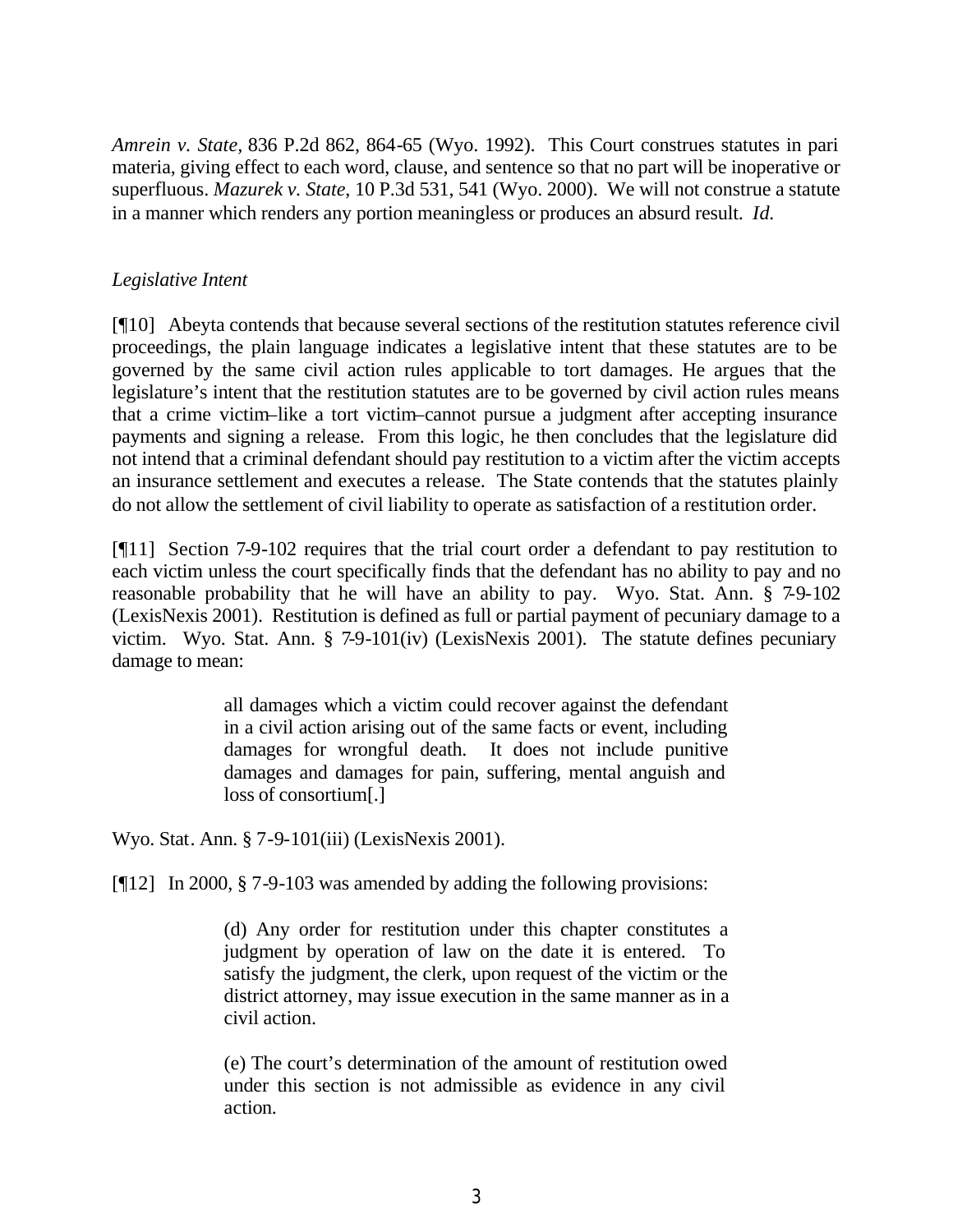*Amrein v. State*, 836 P.2d 862, 864-65 (Wyo. 1992). This Court construes statutes in pari materia, giving effect to each word, clause, and sentence so that no part will be inoperative or superfluous. *Mazurek v. State*, 10 P.3d 531, 541 (Wyo. 2000). We will not construe a statute in a manner which renders any portion meaningless or produces an absurd result. *Id.*

*Legislative Intent*

[¶10] Abeyta contends that because several sections of the restitution statutes reference civil proceedings, the plain language indicates a legislative intent that these statutes are to be governed by the same civil action rules applicable to tort damages. He argues that the legislature's intent that the restitution statutes are to be governed by civil action rules means that a crime victim–like a tort victim–cannot pursue a judgment after accepting insurance payments and signing a release. From this logic, he then concludes that the legislature did not intend that a criminal defendant should pay restitution to a victim after the victim accepts an insurance settlement and executes a release. The State contends that the statutes plainly do not allow the settlement of civil liability to operate as satisfaction of a restitution order.

[¶11] Section 7-9-102 requires that the trial court order a defendant to pay restitution to each victim unless the court specifically finds that the defendant has no ability to pay and no reasonable probability that he will have an ability to pay. Wyo. Stat. Ann. § 7-9-102 (LexisNexis 2001). Restitution is defined as full or partial payment of pecuniary damage to a victim. Wyo. Stat. Ann. § 7-9-101(iv) (LexisNexis 2001). The statute defines pecuniary damage to mean:

> all damages which a victim could recover against the defendant in a civil action arising out of the same facts or event, including damages for wrongful death. It does not include punitive damages and damages for pain, suffering, mental anguish and loss of consortium[.]

Wyo. Stat. Ann. § 7-9-101(iii) (LexisNexis 2001).

[¶12] In 2000, § 7-9-103 was amended by adding the following provisions:

> (d) Any order for restitution under this chapter constitutes a judgment by operation of law on the date it is entered. To satisfy the judgment, the clerk, upon request of the victim or the district attorney, may issue execution in the same manner as in a civil action.
>
> (e) The court's determination of the amount of restitution owed under this section is not admissible as evidence in any civil action.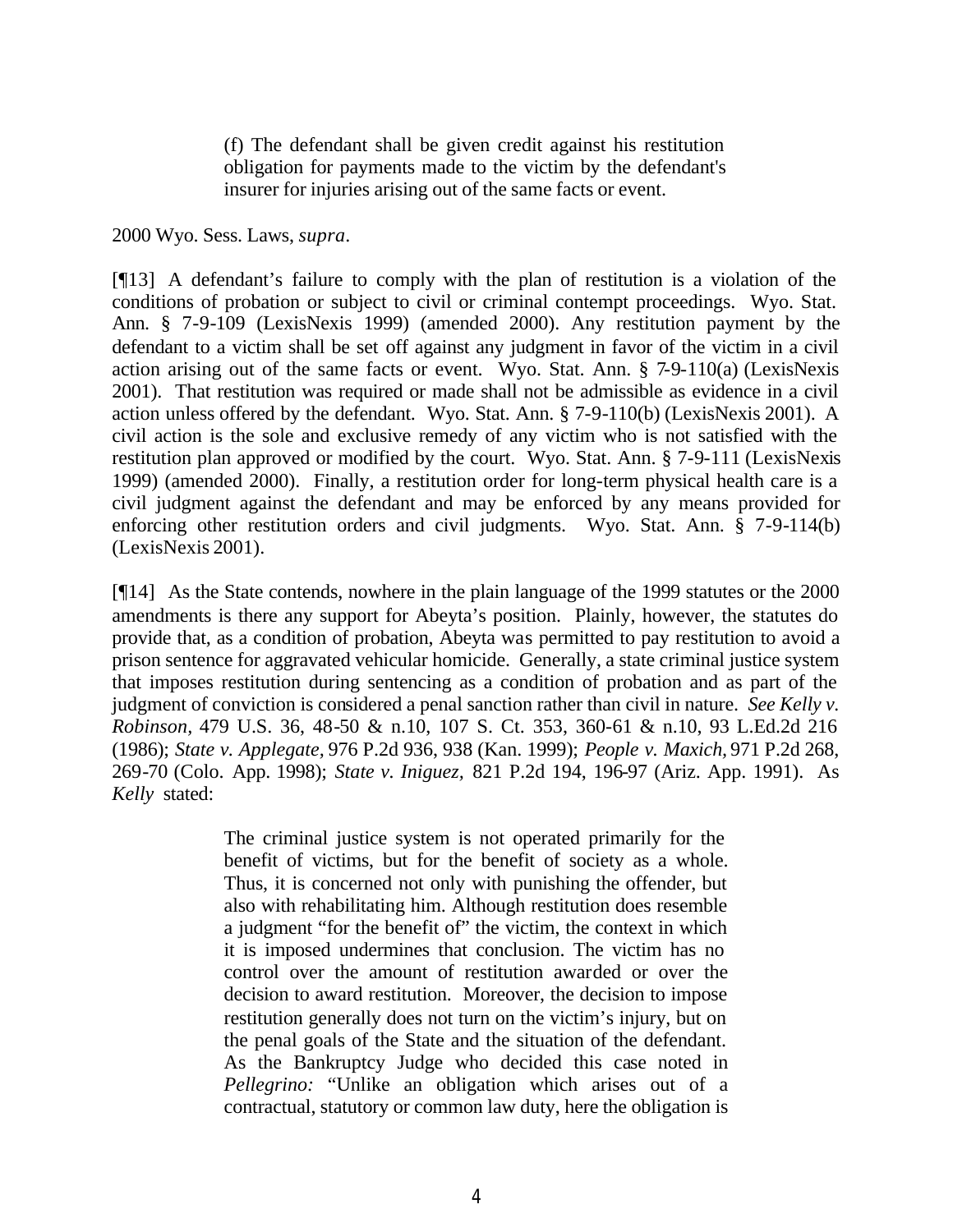> (f) The defendant shall be given credit against his restitution obligation for payments made to the victim by the defendant's insurer for injuries arising out of the same facts or event.

2000 Wyo. Sess. Laws, *supra*.

[¶13] A defendant's failure to comply with the plan of restitution is a violation of the conditions of probation or subject to civil or criminal contempt proceedings. Wyo. Stat. Ann. § 7-9-109 (LexisNexis 1999) (amended 2000). Any restitution payment by the defendant to a victim shall be set off against any judgment in favor of the victim in a civil action arising out of the same facts or event. Wyo. Stat. Ann. § 7-9-110(a) (LexisNexis 2001). That restitution was required or made shall not be admissible as evidence in a civil action unless offered by the defendant. Wyo. Stat. Ann. § 7-9-110(b) (LexisNexis 2001). A civil action is the sole and exclusive remedy of any victim who is not satisfied with the restitution plan approved or modified by the court. Wyo. Stat. Ann. § 7-9-111 (LexisNexis 1999) (amended 2000). Finally, a restitution order for long-term physical health care is a civil judgment against the defendant and may be enforced by any means provided for enforcing other restitution orders and civil judgments. Wyo. Stat. Ann. § 7-9-114(b) (LexisNexis 2001).

[¶14] As the State contends, nowhere in the plain language of the 1999 statutes or the 2000 amendments is there any support for Abeyta's position. Plainly, however, the statutes do provide that, as a condition of probation, Abeyta was permitted to pay restitution to avoid a prison sentence for aggravated vehicular homicide. Generally, a state criminal justice system that imposes restitution during sentencing as a condition of probation and as part of the judgment of conviction is considered a penal sanction rather than civil in nature. *See Kelly v. Robinson*, 479 U.S. 36, 48-50 & n.10, 107 S. Ct. 353, 360-61 & n.10, 93 L.Ed.2d 216 (1986); *State v. Applegate*, 976 P.2d 936, 938 (Kan. 1999); *People v. Maxich*, 971 P.2d 268, 269-70 (Colo. App. 1998); *State v. Iniguez*, 821 P.2d 194, 196-97 (Ariz. App. 1991). As *Kelly* stated:

> The criminal justice system is not operated primarily for the benefit of victims, but for the benefit of society as a whole. Thus, it is concerned not only with punishing the offender, but also with rehabilitating him. Although restitution does resemble a judgment "for the benefit of" the victim, the context in which it is imposed undermines that conclusion. The victim has no control over the amount of restitution awarded or over the decision to award restitution. Moreover, the decision to impose restitution generally does not turn on the victim's injury, but on the penal goals of the State and the situation of the defendant. As the Bankruptcy Judge who decided this case noted in *Pellegrino:* "Unlike an obligation which arises out of a contractual, statutory or common law duty, here the obligation is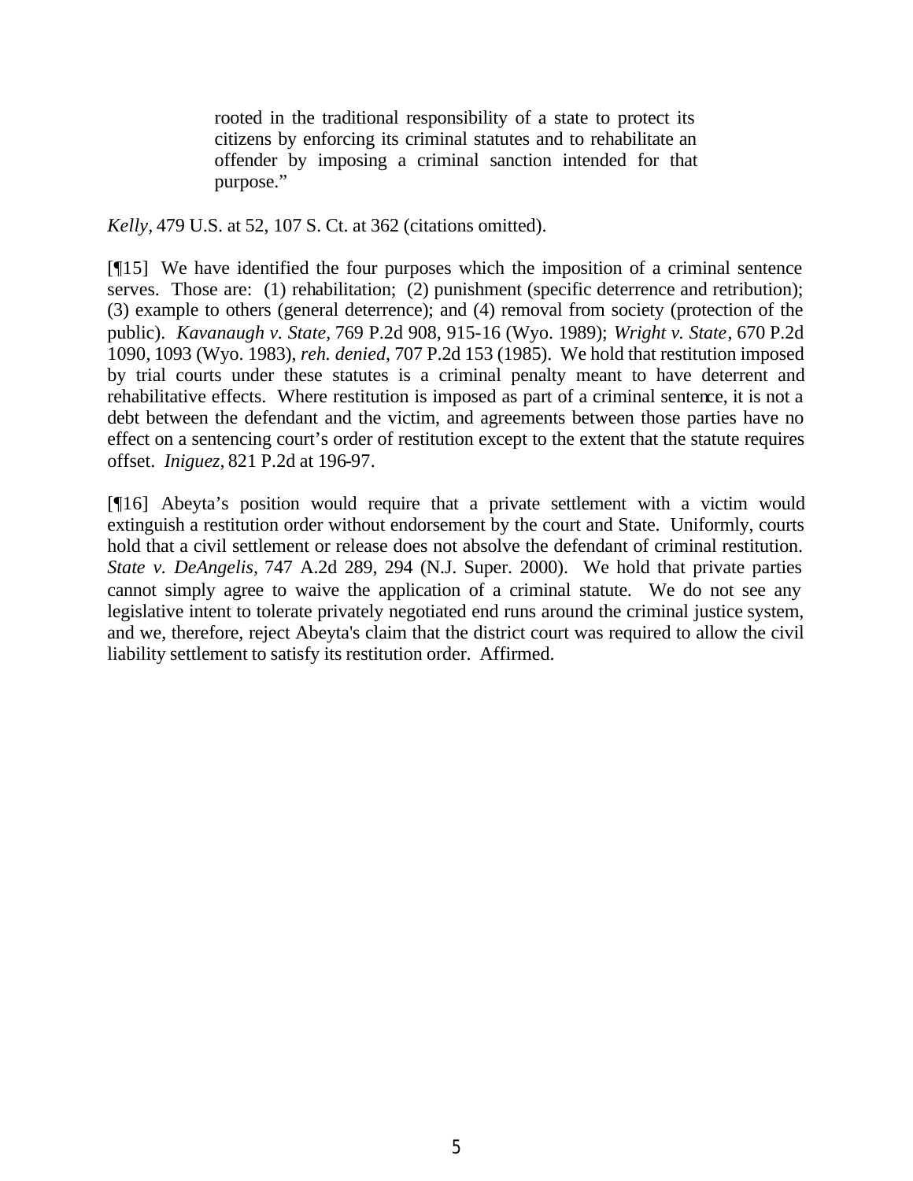> rooted in the traditional responsibility of a state to protect its citizens by enforcing its criminal statutes and to rehabilitate an offender by imposing a criminal sanction intended for that purpose."

*Kelly,* 479 U.S. at 52, 107 S. Ct. at 362 (citations omitted).

[¶15] We have identified the four purposes which the imposition of a criminal sentence serves. Those are: (1) rehabilitation; (2) punishment (specific deterrence and retribution); (3) example to others (general deterrence); and (4) removal from society (protection of the public). *Kavanaugh v. State,* 769 P.2d 908, 915-16 (Wyo. 1989); *Wright v. State*, 670 P.2d 1090, 1093 (Wyo. 1983), *reh. denied*, 707 P.2d 153 (1985). We hold that restitution imposed by trial courts under these statutes is a criminal penalty meant to have deterrent and rehabilitative effects. Where restitution is imposed as part of a criminal sentence, it is not a debt between the defendant and the victim, and agreements between those parties have no effect on a sentencing court's order of restitution except to the extent that the statute requires offset. *Iniguez,* 821 P.2d at 196-97.

[¶16] Abeyta's position would require that a private settlement with a victim would extinguish a restitution order without endorsement by the court and State. Uniformly, courts hold that a civil settlement or release does not absolve the defendant of criminal restitution. *State v. DeAngelis,* 747 A.2d 289, 294 (N.J. Super. 2000). We hold that private parties cannot simply agree to waive the application of a criminal statute. We do not see any legislative intent to tolerate privately negotiated end runs around the criminal justice system, and we, therefore, reject Abeyta's claim that the district court was required to allow the civil liability settlement to satisfy its restitution order. Affirmed.